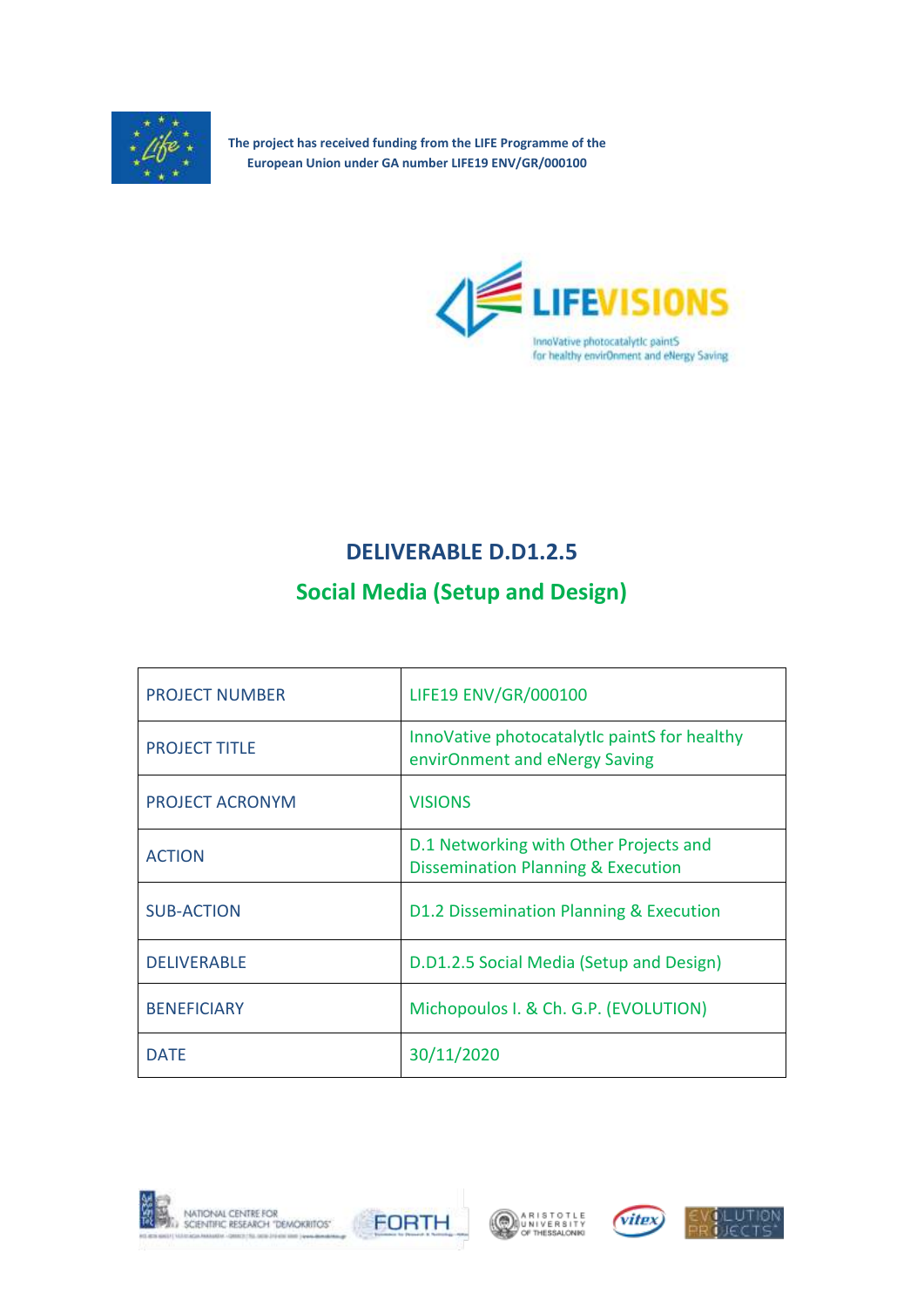The project has received funding from the LIFE Programme of the European Union under GA number LIFE19 ENV/GR/000100

LIFEVISIONS

InnoVative photocatalytIc paintS for healthy envirOnment and eNergy Saving

# DELIVERABLE D.D1.2.5

## Social Media (Setup and Design)

| | |
|---|---|
| PROJECT NUMBER | LIFE19 ENV/GR/000100 |
| PROJECT TITLE | InnoVative photocatalytIc paintS for healthy envirOnment and eNergy Saving |
| PROJECT ACRONYM | VISIONS |
| ACTION | D.1 Networking with Other Projects and Dissemination Planning & Execution |
| SUB-ACTION | D1.2 Dissemination Planning & Execution |
| DELIVERABLE | D.D1.2.5 Social Media (Setup and Design) |
| BENEFICIARY | Michopoulos I. & Ch. G.P. (EVOLUTION) |
| DATE | 30/11/2020 |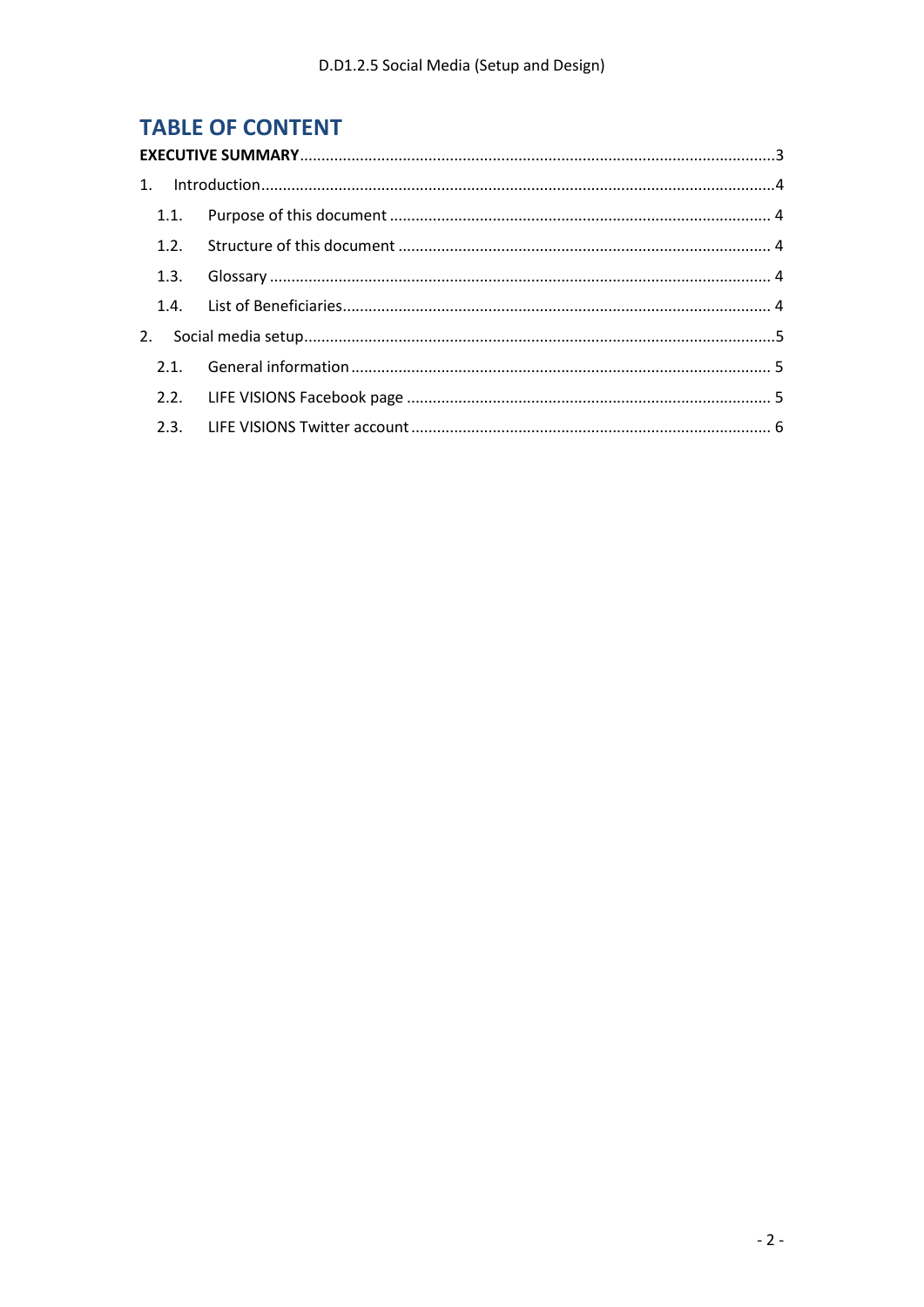# TABLE OF CONTENT

**EXECUTIVE SUMMARY** ...... 3

1. Introduction ...... 4
   - 1.1. Purpose of this document ...... 4
   - 1.2. Structure of this document ...... 4
   - 1.3. Glossary ...... 4
   - 1.4. List of Beneficiaries ...... 4
2. Social media setup ...... 5
   - 2.1. General information ...... 5
   - 2.2. LIFE VISIONS Facebook page ...... 5
   - 2.3. LIFE VISIONS Twitter account ...... 6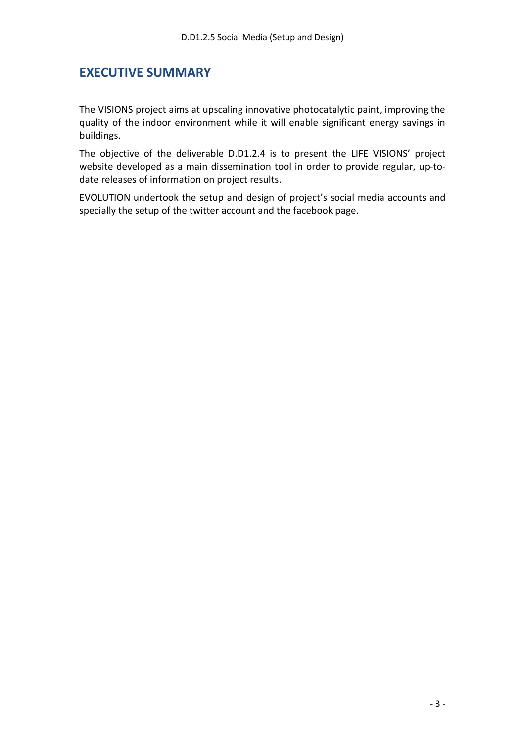# EXECUTIVE SUMMARY

The VISIONS project aims at upscaling innovative photocatalytic paint, improving the quality of the indoor environment while it will enable significant energy savings in buildings.

The objective of the deliverable D.D1.2.4 is to present the LIFE VISIONS' project website developed as a main dissemination tool in order to provide regular, up-to-date releases of information on project results.

EVOLUTION undertook the setup and design of project's social media accounts and specially the setup of the twitter account and the facebook page.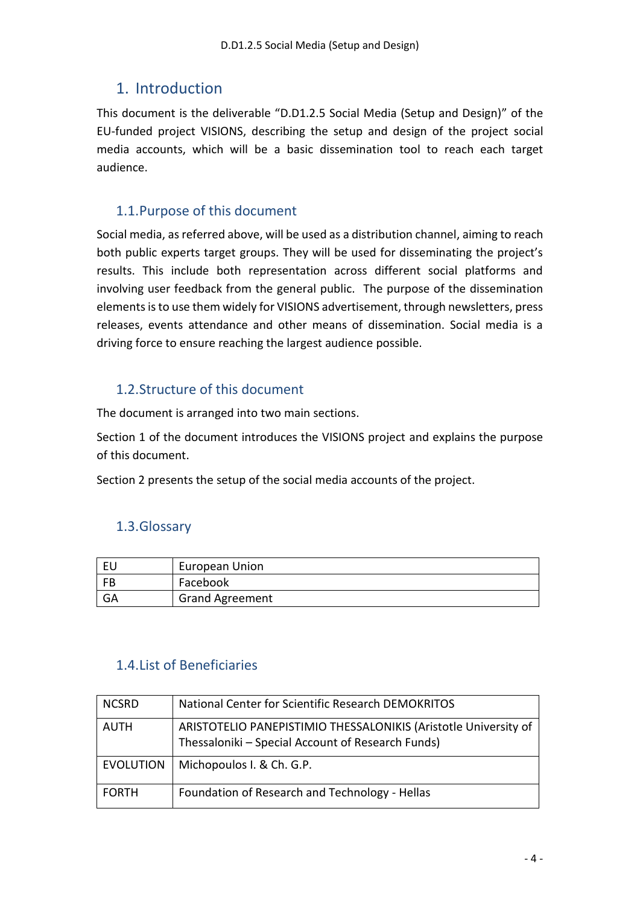# 1. Introduction

This document is the deliverable "D.D1.2.5 Social Media (Setup and Design)" of the EU-funded project VISIONS, describing the setup and design of the project social media accounts, which will be a basic dissemination tool to reach each target audience.

## 1.1. Purpose of this document

Social media, as referred above, will be used as a distribution channel, aiming to reach both public experts target groups. They will be used for disseminating the project's results. This include both representation across different social platforms and involving user feedback from the general public. The purpose of the dissemination elements is to use them widely for VISIONS advertisement, through newsletters, press releases, events attendance and other means of dissemination. Social media is a driving force to ensure reaching the largest audience possible.

## 1.2. Structure of this document

The document is arranged into two main sections.

Section 1 of the document introduces the VISIONS project and explains the purpose of this document.

Section 2 presents the setup of the social media accounts of the project.

## 1.3. Glossary

| | |
|---|---|
| EU | European Union |
| FB | Facebook |
| GA | Grand Agreement |

## 1.4. List of Beneficiaries

| | |
|---|---|
| NCSRD | National Center for Scientific Research DEMOKRITOS |
| AUTH | ARISTOTELIO PANEPISTIMIO THESSALONIKIS (Aristotle University of Thessaloniki – Special Account of Research Funds) |
| EVOLUTION | Michopoulos I. & Ch. G.P. |
| FORTH | Foundation of Research and Technology - Hellas |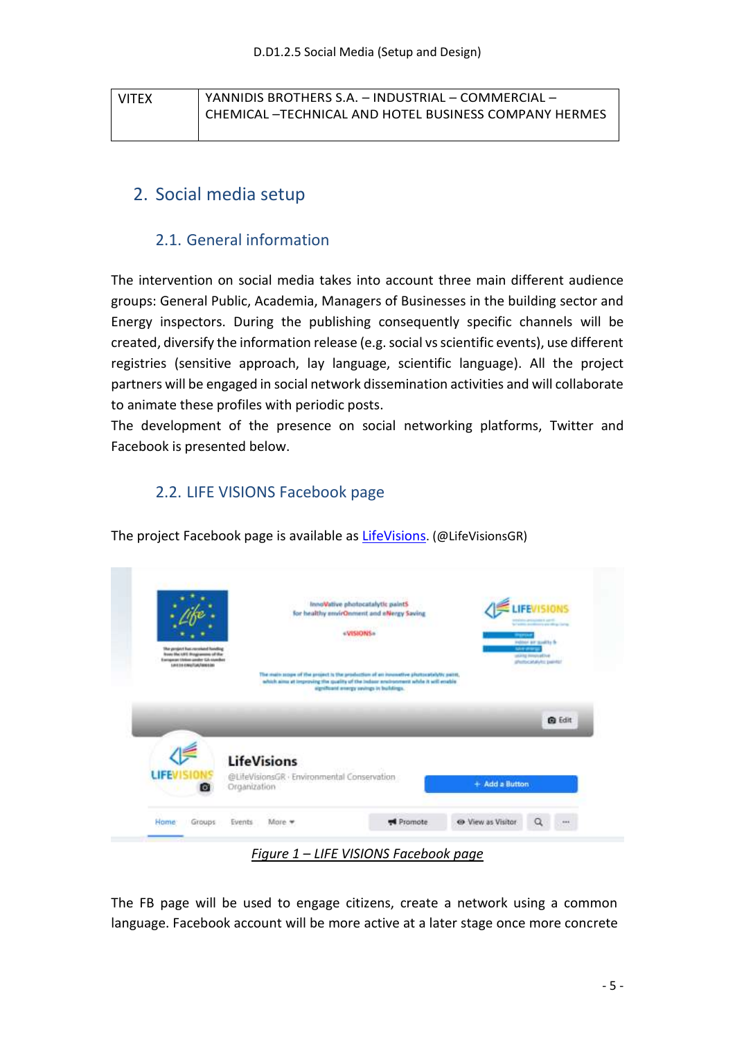| VITEX | YANNIDIS BROTHERS S.A. – INDUSTRIAL – COMMERCIAL – CHEMICAL –TECHNICAL AND HOTEL BUSINESS COMPANY HERMES |
|---|---|

## 2. Social media setup

### 2.1. General information

The intervention on social media takes into account three main different audience groups: General Public, Academia, Managers of Businesses in the building sector and Energy inspectors. During the publishing consequently specific channels will be created, diversify the information release (e.g. social vs scientific events), use different registries (sensitive approach, lay language, scientific language). All the project partners will be engaged in social network dissemination activities and will collaborate to animate these profiles with periodic posts.

The development of the presence on social networking platforms, Twitter and Facebook is presented below.

### 2.2. LIFE VISIONS Facebook page

The project Facebook page is available as LifeVisions. (@LifeVisionsGR)

*Figure 1 – LIFE VISIONS Facebook page*

The FB page will be used to engage citizens, create a network using a common language. Facebook account will be more active at a later stage once more concrete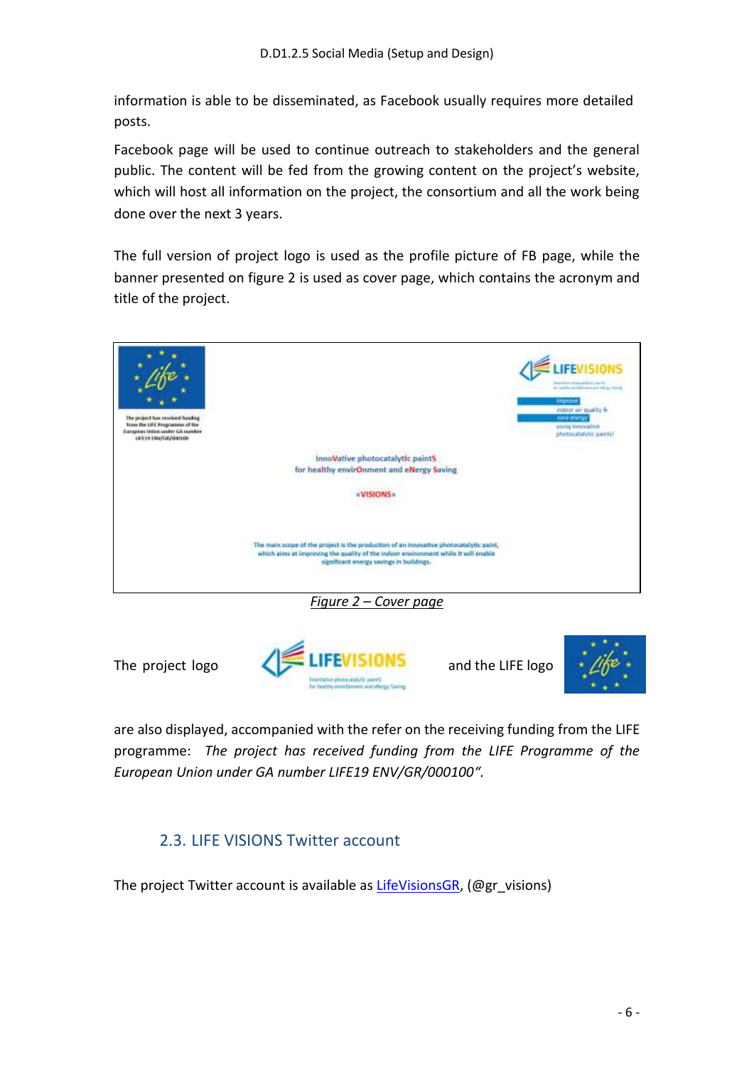information is able to be disseminated, as Facebook usually requires more detailed posts.

Facebook page will be used to continue outreach to stakeholders and the general public. The content will be fed from the growing content on the project's website, which will host all information on the project, the consortium and all the work being done over the next 3 years.

The full version of project logo is used as the profile picture of FB page, while the banner presented on figure 2 is used as cover page, which contains the acronym and title of the project.

*Figure 2 – Cover page*

The project logo and the LIFE logo are also displayed, accompanied with the refer on the receiving funding from the LIFE programme: *The project has received funding from the LIFE Programme of the European Union under GA number LIFE19 ENV/GR/000100".*

## 2.3. LIFE VISIONS Twitter account

The project Twitter account is available as [LifeVisionsGR](), (@gr_visions)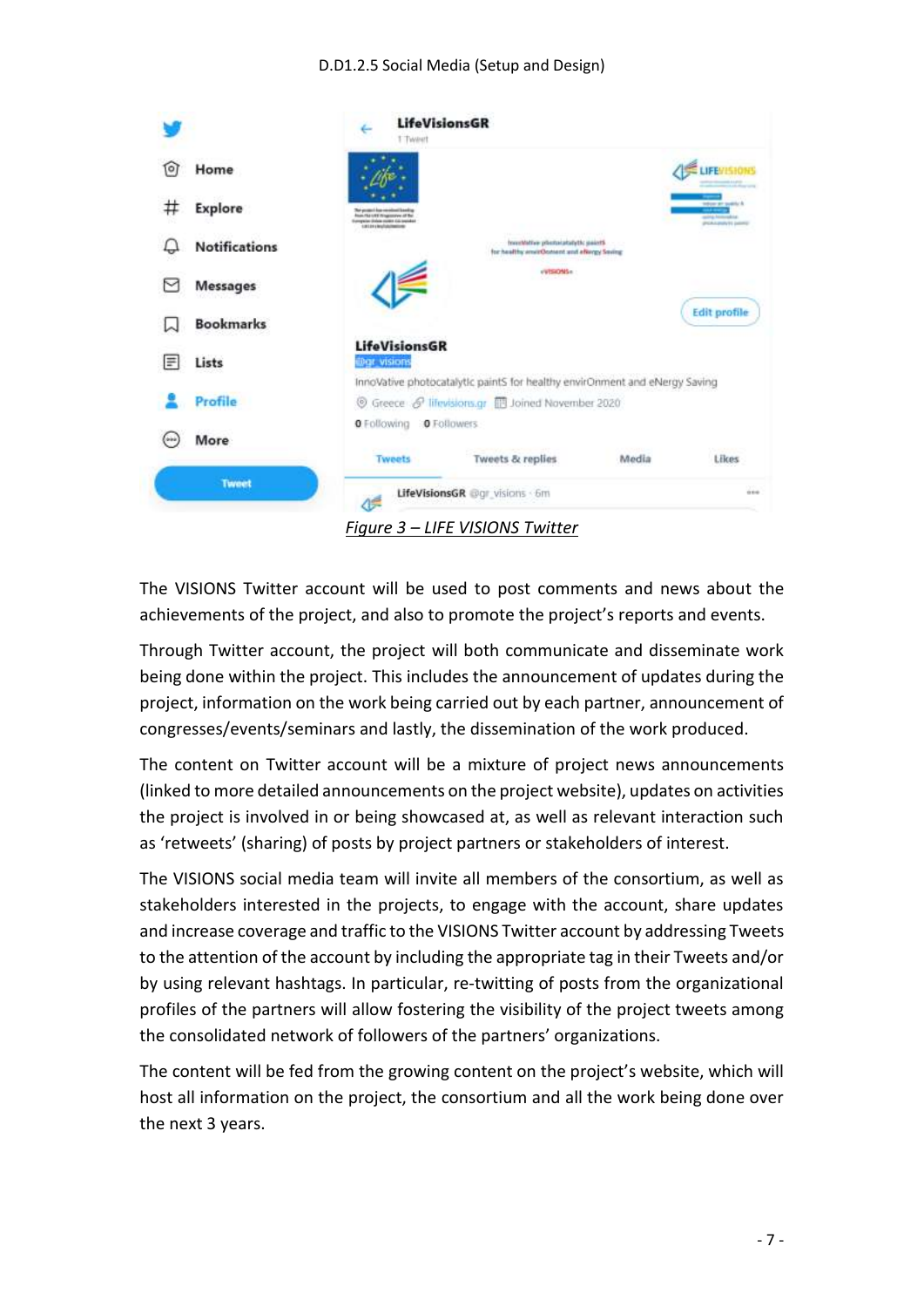*Figure 3 – LIFE VISIONS Twitter*

The VISIONS Twitter account will be used to post comments and news about the achievements of the project, and also to promote the project's reports and events.

Through Twitter account, the project will both communicate and disseminate work being done within the project. This includes the announcement of updates during the project, information on the work being carried out by each partner, announcement of congresses/events/seminars and lastly, the dissemination of the work produced.

The content on Twitter account will be a mixture of project news announcements (linked to more detailed announcements on the project website), updates on activities the project is involved in or being showcased at, as well as relevant interaction such as 'retweets' (sharing) of posts by project partners or stakeholders of interest.

The VISIONS social media team will invite all members of the consortium, as well as stakeholders interested in the projects, to engage with the account, share updates and increase coverage and traffic to the VISIONS Twitter account by addressing Tweets to the attention of the account by including the appropriate tag in their Tweets and/or by using relevant hashtags. In particular, re-twitting of posts from the organizational profiles of the partners will allow fostering the visibility of the project tweets among the consolidated network of followers of the partners' organizations.

The content will be fed from the growing content on the project's website, which will host all information on the project, the consortium and all the work being done over the next 3 years.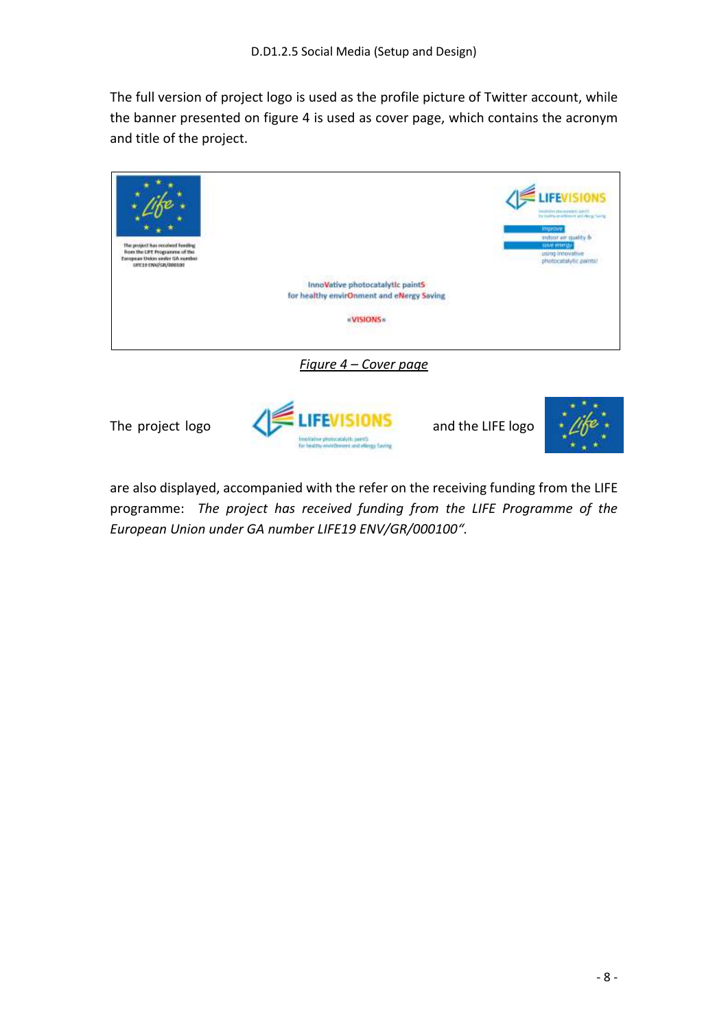The full version of project logo is used as the profile picture of Twitter account, while the banner presented on figure 4 is used as cover page, which contains the acronym and title of the project.

*Figure 4 – Cover page*

The project logo and the LIFE logo

are also displayed, accompanied with the refer on the receiving funding from the LIFE programme: *The project has received funding from the LIFE Programme of the European Union under GA number LIFE19 ENV/GR/000100".*